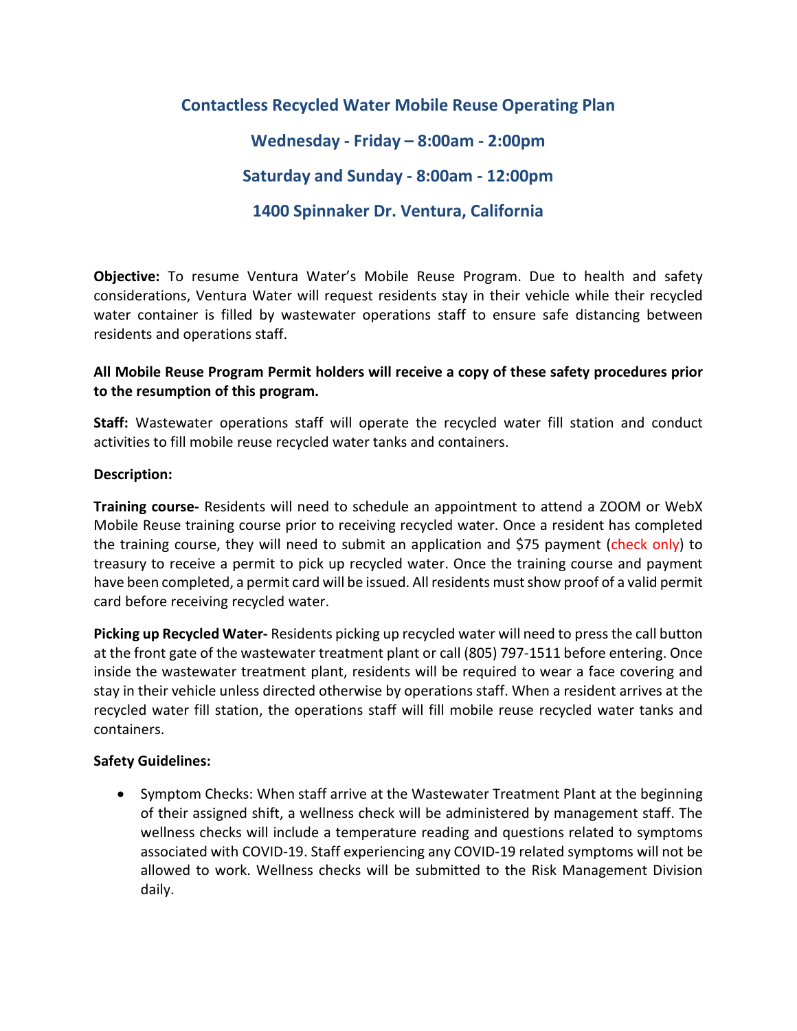# Contactless Recycled Water Mobile Reuse Operating Plan

## Wednesday - Friday – 8:00am - 2:00pm

## Saturday and Sunday - 8:00am - 12:00pm

## 1400 Spinnaker Dr. Ventura, California

**Objective:** To resume Ventura Water's Mobile Reuse Program. Due to health and safety considerations, Ventura Water will request residents stay in their vehicle while their recycled water container is filled by wastewater operations staff to ensure safe distancing between residents and operations staff.

**All Mobile Reuse Program Permit holders will receive a copy of these safety procedures prior to the resumption of this program.**

**Staff:** Wastewater operations staff will operate the recycled water fill station and conduct activities to fill mobile reuse recycled water tanks and containers.

**Description:**

**Training course-** Residents will need to schedule an appointment to attend a ZOOM or WebX Mobile Reuse training course prior to receiving recycled water. Once a resident has completed the training course, they will need to submit an application and $75 payment (check only) to treasury to receive a permit to pick up recycled water. Once the training course and payment have been completed, a permit card will be issued. All residents must show proof of a valid permit card before receiving recycled water.

**Picking up Recycled Water-** Residents picking up recycled water will need to press the call button at the front gate of the wastewater treatment plant or call (805) 797-1511 before entering. Once inside the wastewater treatment plant, residents will be required to wear a face covering and stay in their vehicle unless directed otherwise by operations staff. When a resident arrives at the recycled water fill station, the operations staff will fill mobile reuse recycled water tanks and containers.

**Safety Guidelines:**

- Symptom Checks: When staff arrive at the Wastewater Treatment Plant at the beginning of their assigned shift, a wellness check will be administered by management staff. The wellness checks will include a temperature reading and questions related to symptoms associated with COVID-19. Staff experiencing any COVID-19 related symptoms will not be allowed to work. Wellness checks will be submitted to the Risk Management Division daily.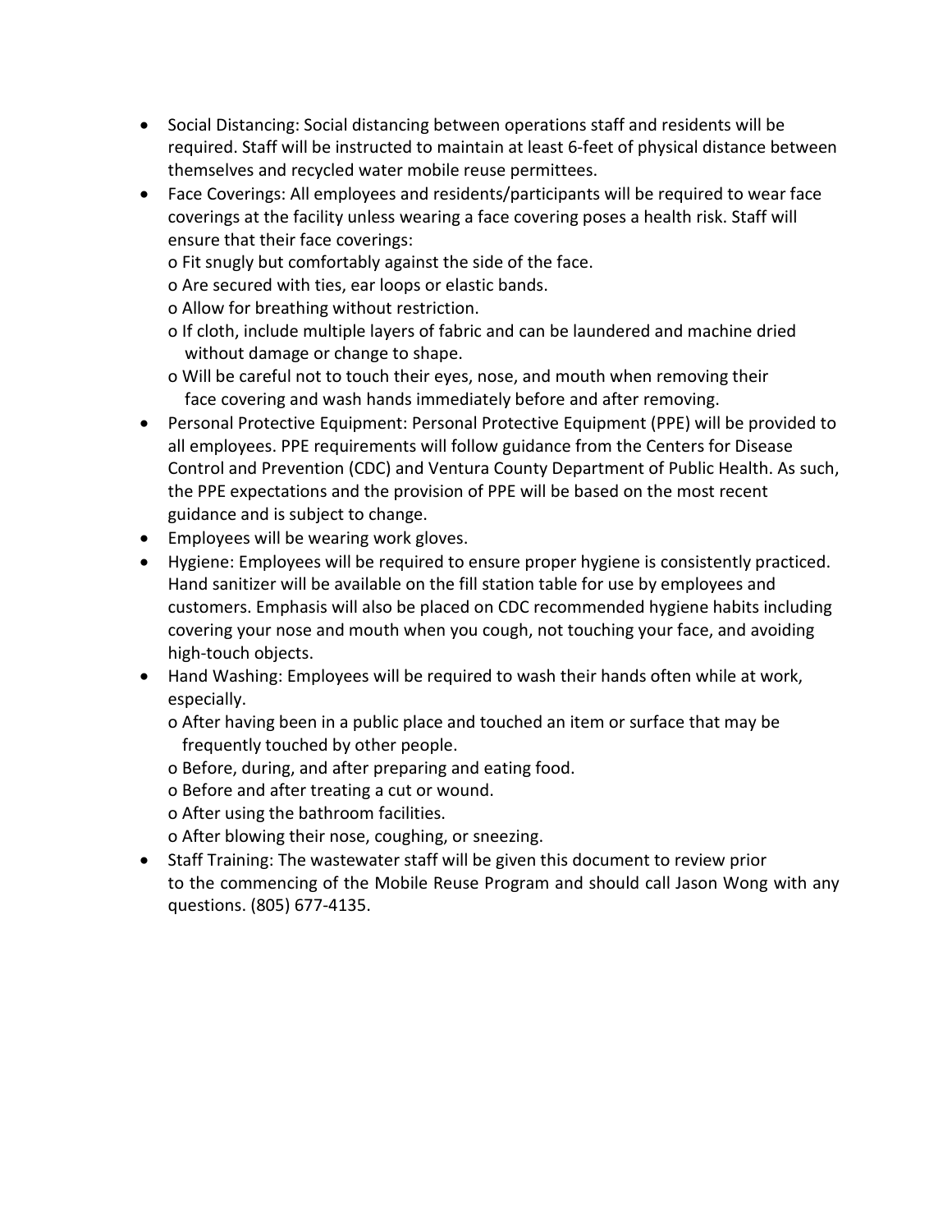- Social Distancing: Social distancing between operations staff and residents will be required. Staff will be instructed to maintain at least 6-feet of physical distance between themselves and recycled water mobile reuse permittees.
- Face Coverings: All employees and residents/participants will be required to wear face coverings at the facility unless wearing a face covering poses a health risk. Staff will ensure that their face coverings:
  - Fit snugly but comfortably against the side of the face.
  - Are secured with ties, ear loops or elastic bands.
  - Allow for breathing without restriction.
  - If cloth, include multiple layers of fabric and can be laundered and machine dried without damage or change to shape.
  - Will be careful not to touch their eyes, nose, and mouth when removing their face covering and wash hands immediately before and after removing.
- Personal Protective Equipment: Personal Protective Equipment (PPE) will be provided to all employees. PPE requirements will follow guidance from the Centers for Disease Control and Prevention (CDC) and Ventura County Department of Public Health. As such, the PPE expectations and the provision of PPE will be based on the most recent guidance and is subject to change.
- Employees will be wearing work gloves.
- Hygiene: Employees will be required to ensure proper hygiene is consistently practiced. Hand sanitizer will be available on the fill station table for use by employees and customers. Emphasis will also be placed on CDC recommended hygiene habits including covering your nose and mouth when you cough, not touching your face, and avoiding high-touch objects.
- Hand Washing: Employees will be required to wash their hands often while at work, especially.
  - After having been in a public place and touched an item or surface that may be frequently touched by other people.
  - Before, during, and after preparing and eating food.
  - Before and after treating a cut or wound.
  - After using the bathroom facilities.
  - After blowing their nose, coughing, or sneezing.
- Staff Training: The wastewater staff will be given this document to review prior to the commencing of the Mobile Reuse Program and should call Jason Wong with any questions. (805) 677-4135.